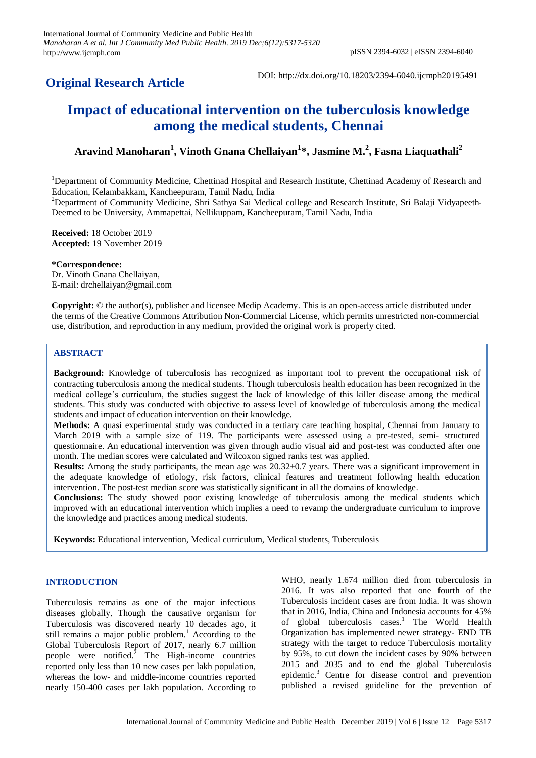**Original Research Article**

DOI: http://dx.doi.org/10.18203/2394-6040.ijcmph20195491

# Impact of educational intervention on the tuberculosis knowledge among the medical students, Chennai

**Aravind Manoharan[1], Vinoth Gnana Chellaiyan[1]\*, Jasmine M.[2], Fasna Liaquathali[2]**

[1]Department of Community Medicine, Chettinad Hospital and Research Institute, Chettinad Academy of Research and Education, Kelambakkam, Kancheepuram, Tamil Nadu, India

[2]Department of Community Medicine, Shri Sathya Sai Medical college and Research Institute, Sri Balaji Vidyapeeth-Deemed to be University, Ammapettai, Nellikuppam, Kancheepuram, Tamil Nadu, India

**Received:** 18 October 2019
**Accepted:** 19 November 2019

**\*Correspondence:**
Dr. Vinoth Gnana Chellaiyan,
E-mail: drchellaiyan@gmail.com

**Copyright:** © the author(s), publisher and licensee Medip Academy. This is an open-access article distributed under the terms of the Creative Commons Attribution Non-Commercial License, which permits unrestricted non-commercial use, distribution, and reproduction in any medium, provided the original work is properly cited.

## ABSTRACT

**Background:** Knowledge of tuberculosis has recognized as important tool to prevent the occupational risk of contracting tuberculosis among the medical students. Though tuberculosis health education has been recognized in the medical college's curriculum, the studies suggest the lack of knowledge of this killer disease among the medical students. This study was conducted with objective to assess level of knowledge of tuberculosis among the medical students and impact of education intervention on their knowledge.

**Methods:** A quasi experimental study was conducted in a tertiary care teaching hospital, Chennai from January to March 2019 with a sample size of 119. The participants were assessed using a pre-tested, semi- structured questionnaire. An educational intervention was given through audio visual aid and post-test was conducted after one month. The median scores were calculated and Wilcoxon signed ranks test was applied.

**Results:** Among the study participants, the mean age was 20.32±0.7 years. There was a significant improvement in the adequate knowledge of etiology, risk factors, clinical features and treatment following health education intervention. The post-test median score was statistically significant in all the domains of knowledge.

**Conclusions:** The study showed poor existing knowledge of tuberculosis among the medical students which improved with an educational intervention which implies a need to revamp the undergraduate curriculum to improve the knowledge and practices among medical students.

**Keywords:** Educational intervention, Medical curriculum, Medical students, Tuberculosis

## INTRODUCTION

Tuberculosis remains as one of the major infectious diseases globally. Though the causative organism for Tuberculosis was discovered nearly 10 decades ago, it still remains a major public problem.[1] According to the Global Tuberculosis Report of 2017, nearly 6.7 million people were notified.[2] The High-income countries reported only less than 10 new cases per lakh population, whereas the low- and middle-income countries reported nearly 150-400 cases per lakh population. According to WHO, nearly 1.674 million died from tuberculosis in 2016. It was also reported that one fourth of the Tuberculosis incident cases are from India. It was shown that in 2016, India, China and Indonesia accounts for 45% of global tuberculosis cases.[1] The World Health Organization has implemented newer strategy- END TB strategy with the target to reduce Tuberculosis mortality by 95%, to cut down the incident cases by 90% between 2015 and 2035 and to end the global Tuberculosis epidemic.[3] Centre for disease control and prevention published a revised guideline for the prevention of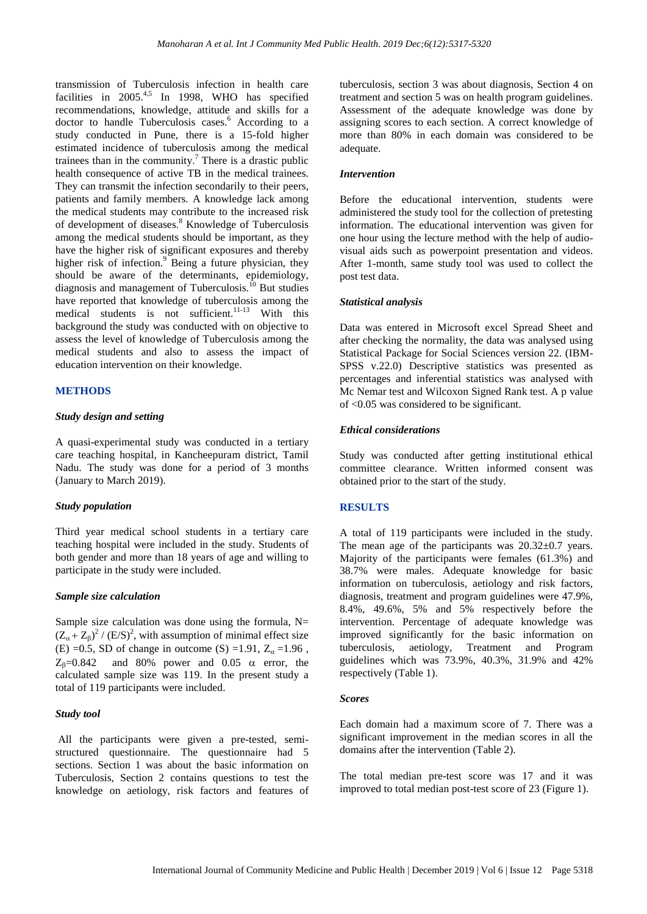transmission of Tuberculosis infection in health care facilities in 2005.[4,5] In 1998, WHO has specified recommendations, knowledge, attitude and skills for a doctor to handle Tuberculosis cases.[6] According to a study conducted in Pune, there is a 15-fold higher estimated incidence of tuberculosis among the medical trainees than in the community.[7] There is a drastic public health consequence of active TB in the medical trainees. They can transmit the infection secondarily to their peers, patients and family members. A knowledge lack among the medical students may contribute to the increased risk of development of diseases.[8] Knowledge of Tuberculosis among the medical students should be important, as they have the higher risk of significant exposures and thereby higher risk of infection.[9] Being a future physician, they should be aware of the determinants, epidemiology, diagnosis and management of Tuberculosis.[10] But studies have reported that knowledge of tuberculosis among the medical students is not sufficient.[11-13] With this background the study was conducted with on objective to assess the level of knowledge of Tuberculosis among the medical students and also to assess the impact of education intervention on their knowledge.

## METHODS

### *Study design and setting*

A quasi-experimental study was conducted in a tertiary care teaching hospital, in Kancheepuram district, Tamil Nadu. The study was done for a period of 3 months (January to March 2019).

### *Study population*

Third year medical school students in a tertiary care teaching hospital were included in the study. Students of both gender and more than 18 years of age and willing to participate in the study were included.

### *Sample size calculation*

Sample size calculation was done using the formula, $N = (Z_\alpha + Z_\beta)^2 / (E/S)^2$, with assumption of minimal effect size (E) =0.5, SD of change in outcome (S) =1.91, $Z_\alpha$ =1.96 , $Z_\beta$=0.842 and 80% power and 0.05 $\alpha$ error, the calculated sample size was 119. In the present study a total of 119 participants were included.

### *Study tool*

All the participants were given a pre-tested, semi-structured questionnaire. The questionnaire had 5 sections. Section 1 was about the basic information on Tuberculosis, Section 2 contains questions to test the knowledge on aetiology, risk factors and features of tuberculosis, section 3 was about diagnosis, Section 4 on treatment and section 5 was on health program guidelines. Assessment of the adequate knowledge was done by assigning scores to each section. A correct knowledge of more than 80% in each domain was considered to be adequate.

### *Intervention*

Before the educational intervention, students were administered the study tool for the collection of pretesting information. The educational intervention was given for one hour using the lecture method with the help of audio-visual aids such as powerpoint presentation and videos. After 1-month, same study tool was used to collect the post test data.

### *Statistical analysis*

Data was entered in Microsoft excel Spread Sheet and after checking the normality, the data was analysed using Statistical Package for Social Sciences version 22. (IBM-SPSS v.22.0) Descriptive statistics was presented as percentages and inferential statistics was analysed with Mc Nemar test and Wilcoxon Signed Rank test. A p value of <0.05 was considered to be significant.

### *Ethical considerations*

Study was conducted after getting institutional ethical committee clearance. Written informed consent was obtained prior to the start of the study.

## RESULTS

A total of 119 participants were included in the study. The mean age of the participants was 20.32±0.7 years. Majority of the participants were females (61.3%) and 38.7% were males. Adequate knowledge for basic information on tuberculosis, aetiology and risk factors, diagnosis, treatment and program guidelines were 47.9%, 8.4%, 49.6%, 5% and 5% respectively before the intervention. Percentage of adequate knowledge was improved significantly for the basic information on tuberculosis, aetiology, Treatment and Program guidelines which was 73.9%, 40.3%, 31.9% and 42% respectively (Table 1).

### *Scores*

Each domain had a maximum score of 7. There was a significant improvement in the median scores in all the domains after the intervention (Table 2).

The total median pre-test score was 17 and it was improved to total median post-test score of 23 (Figure 1).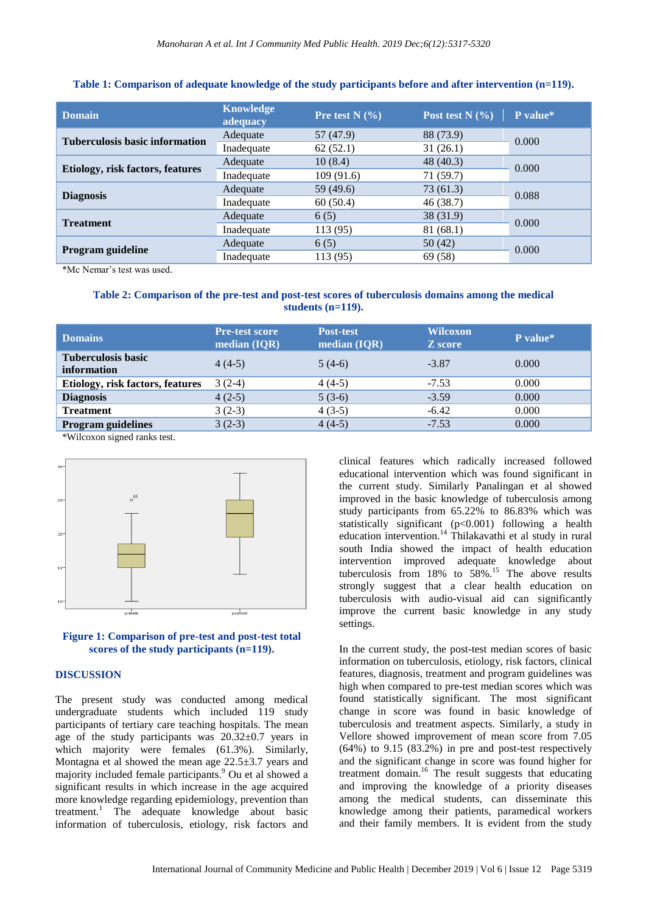**Table 1: Comparison of adequate knowledge of the study participants before and after intervention (n=119).**

| Domain | Knowledge adequacy | Pre test N (%) | Post test N (%) | P value* |
|---|---|---|---|---|
| Tuberculosis basic information | Adequate | 57 (47.9) | 88 (73.9) | 0.000 |
| | Inadequate | 62 (52.1) | 31 (26.1) | |
| Etiology, risk factors, features | Adequate | 10 (8.4) | 48 (40.3) | 0.000 |
| | Inadequate | 109 (91.6) | 71 (59.7) | |
| Diagnosis | Adequate | 59 (49.6) | 73 (61.3) | 0.088 |
| | Inadequate | 60 (50.4) | 46 (38.7) | |
| Treatment | Adequate | 6 (5) | 38 (31.9) | 0.000 |
| | Inadequate | 113 (95) | 81 (68.1) | |
| Program guideline | Adequate | 6 (5) | 50 (42) | 0.000 |
| | Inadequate | 113 (95) | 69 (58) | |

*Mc Nemar's test was used.

**Table 2: Comparison of the pre-test and post-test scores of tuberculosis domains among the medical students (n=119).**

| Domains | Pre-test score median (IQR) | Post-test median (IQR) | Wilcoxon Z score | P value* |
|---|---|---|---|---|
| Tuberculosis basic information | 4 (4-5) | 5 (4-6) | -3.87 | 0.000 |
| Etiology, risk factors, features | 3 (2-4) | 4 (4-5) | -7.53 | 0.000 |
| Diagnosis | 4 (2-5) | 5 (3-6) | -3.59 | 0.000 |
| Treatment | 3 (2-3) | 4 (3-5) | -6.42 | 0.000 |
| Program guidelines | 3 (2-3) | 4 (4-5) | -7.53 | 0.000 |

*Wilcoxon signed ranks test.

**Figure 1: Comparison of pre-test and post-test total scores of the study participants (n=119).**

## DISCUSSION

The present study was conducted among medical undergraduate students which included 119 study participants of tertiary care teaching hospitals. The mean age of the study participants was 20.32±0.7 years in which majority were females (61.3%). Similarly, Montagna et al showed the mean age 22.5±3.7 years and majority included female participants.[9] Ou et al showed a significant results in which increase in the age acquired more knowledge regarding epidemiology, prevention than treatment.[1] The adequate knowledge about basic information of tuberculosis, etiology, risk factors and clinical features which radically increased followed educational intervention which was found significant in the current study. Similarly Panalingan et al showed improved in the basic knowledge of tuberculosis among study participants from 65.22% to 86.83% which was statistically significant (p<0.001) following a health education intervention.[14] Thilakavathi et al study in rural south India showed the impact of health education intervention improved adequate knowledge about tuberculosis from 18% to 58%.[15] The above results strongly suggest that a clear health education on tuberculosis with audio-visual aid can significantly improve the current basic knowledge in any study settings.

In the current study, the post-test median scores of basic information on tuberculosis, etiology, risk factors, clinical features, diagnosis, treatment and program guidelines was high when compared to pre-test median scores which was found statistically significant. The most significant change in score was found in basic knowledge of tuberculosis and treatment aspects. Similarly, a study in Vellore showed improvement of mean score from 7.05 (64%) to 9.15 (83.2%) in pre and post-test respectively and the significant change in score was found higher for treatment domain.[16] The result suggests that educating and improving the knowledge of a priority diseases among the medical students, can disseminate this knowledge among their patients, paramedical workers and their family members. It is evident from the study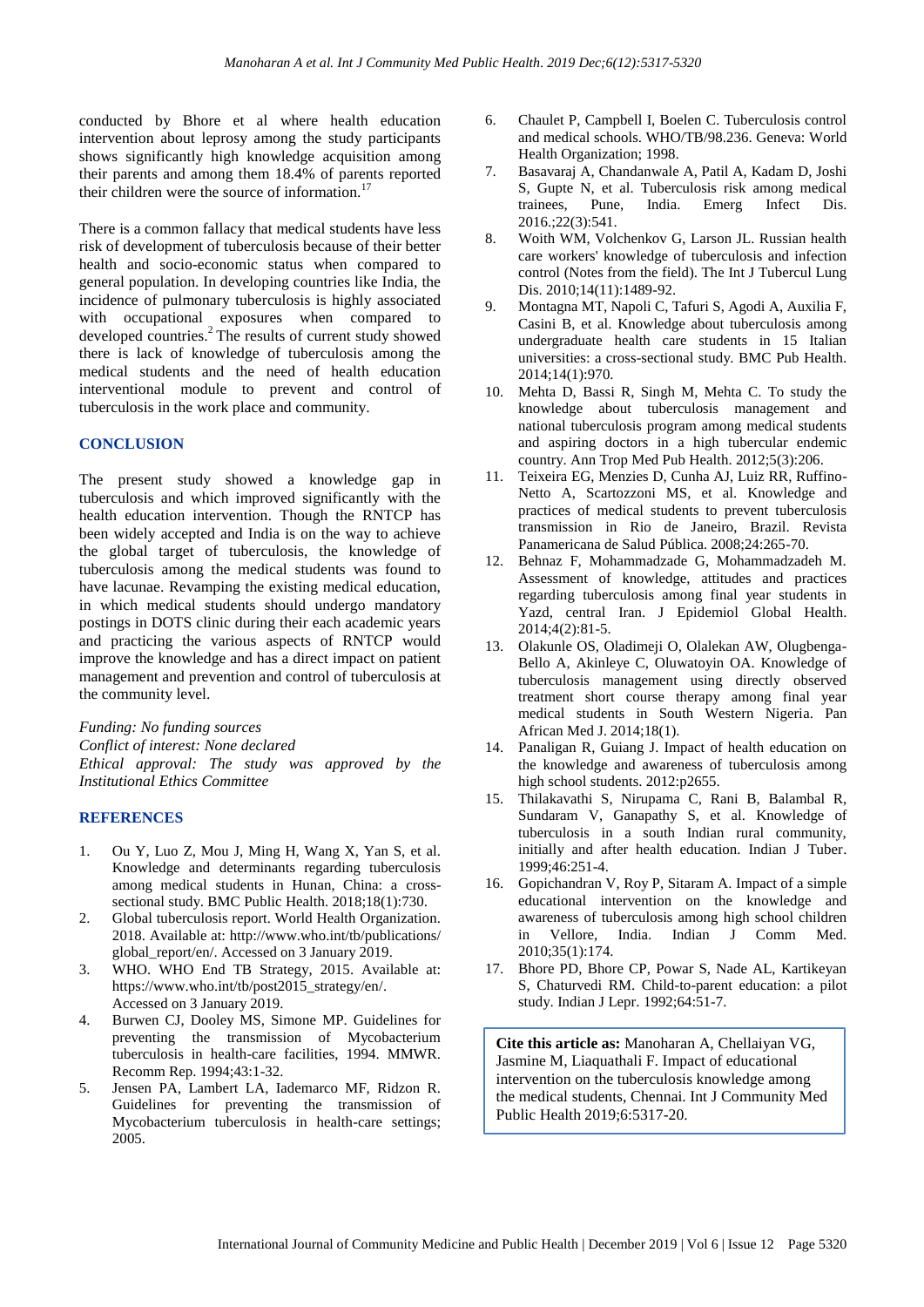conducted by Bhore et al where health education intervention about leprosy among the study participants shows significantly high knowledge acquisition among their parents and among them 18.4% of parents reported their children were the source of information.[17]

There is a common fallacy that medical students have less risk of development of tuberculosis because of their better health and socio-economic status when compared to general population. In developing countries like India, the incidence of pulmonary tuberculosis is highly associated with occupational exposures when compared to developed countries.[2] The results of current study showed there is lack of knowledge of tuberculosis among the medical students and the need of health education interventional module to prevent and control of tuberculosis in the work place and community.

## CONCLUSION

The present study showed a knowledge gap in tuberculosis and which improved significantly with the health education intervention. Though the RNTCP has been widely accepted and India is on the way to achieve the global target of tuberculosis, the knowledge of tuberculosis among the medical students was found to have lacunae. Revamping the existing medical education, in which medical students should undergo mandatory postings in DOTS clinic during their each academic years and practicing the various aspects of RNTCP would improve the knowledge and has a direct impact on patient management and prevention and control of tuberculosis at the community level.

*Funding: No funding sources*
*Conflict of interest: None declared*
*Ethical approval: The study was approved by the Institutional Ethics Committee*

## REFERENCES

1. Ou Y, Luo Z, Mou J, Ming H, Wang X, Yan S, et al. Knowledge and determinants regarding tuberculosis among medical students in Hunan, China: a cross-sectional study. BMC Public Health. 2018;18(1):730.
2. Global tuberculosis report. World Health Organization. 2018. Available at: http://www.who.int/tb/publications/global_report/en/. Accessed on 3 January 2019.
3. WHO. WHO End TB Strategy, 2015. Available at: https://www.who.int/tb/post2015_strategy/en/. Accessed on 3 January 2019.
4. Burwen CJ, Dooley MS, Simone MP. Guidelines for preventing the transmission of Mycobacterium tuberculosis in health-care facilities, 1994. MMWR. Recomm Rep. 1994;43:1-32.
5. Jensen PA, Lambert LA, Iademarco MF, Ridzon R. Guidelines for preventing the transmission of Mycobacterium tuberculosis in health-care settings; 2005.
6. Chaulet P, Campbell I, Boelen C. Tuberculosis control and medical schools. WHO/TB/98.236. Geneva: World Health Organization; 1998.
7. Basavaraj A, Chandanwale A, Patil A, Kadam D, Joshi S, Gupte N, et al. Tuberculosis risk among medical trainees, Pune, India. Emerg Infect Dis. 2016.;22(3):541.
8. Woith WM, Volchenkov G, Larson JL. Russian health care workers' knowledge of tuberculosis and infection control (Notes from the field). The Int J Tubercul Lung Dis. 2010;14(11):1489-92.
9. Montagna MT, Napoli C, Tafuri S, Agodi A, Auxilia F, Casini B, et al. Knowledge about tuberculosis among undergraduate health care students in 15 Italian universities: a cross-sectional study. BMC Pub Health. 2014;14(1):970.
10. Mehta D, Bassi R, Singh M, Mehta C. To study the knowledge about tuberculosis management and national tuberculosis program among medical students and aspiring doctors in a high tubercular endemic country. Ann Trop Med Pub Health. 2012;5(3):206.
11. Teixeira EG, Menzies D, Cunha AJ, Luiz RR, Ruffino-Netto A, Scartozzoni MS, et al. Knowledge and practices of medical students to prevent tuberculosis transmission in Rio de Janeiro, Brazil. Revista Panamericana de Salud Pública. 2008;24:265-70.
12. Behnaz F, Mohammadzade G, Mohammadzadeh M. Assessment of knowledge, attitudes and practices regarding tuberculosis among final year students in Yazd, central Iran. J Epidemiol Global Health. 2014;4(2):81-5.
13. Olakunle OS, Oladimeji O, Olalekan AW, Olugbenga-Bello A, Akinleye C, Oluwatoyin OA. Knowledge of tuberculosis management using directly observed treatment short course therapy among final year medical students in South Western Nigeria. Pan African Med J. 2014;18(1).
14. Panaligan R, Guiang J. Impact of health education on the knowledge and awareness of tuberculosis among high school students. 2012:p2655.
15. Thilakavathi S, Nirupama C, Rani B, Balambal R, Sundaram V, Ganapathy S, et al. Knowledge of tuberculosis in a south Indian rural community, initially and after health education. Indian J Tuber. 1999;46:251-4.
16. Gopichandran V, Roy P, Sitaram A. Impact of a simple educational intervention on the knowledge and awareness of tuberculosis among high school children in Vellore, India. Indian J Comm Med. 2010;35(1):174.
17. Bhore PD, Bhore CP, Powar S, Nade AL, Kartikeyan S, Chaturvedi RM. Child-to-parent education: a pilot study. Indian J Lepr. 1992;64:51-7.

**Cite this article as:** Manoharan A, Chellaiyan VG, Jasmine M, Liaquathali F. Impact of educational intervention on the tuberculosis knowledge among the medical students, Chennai. Int J Community Med Public Health 2019;6:5317-20.